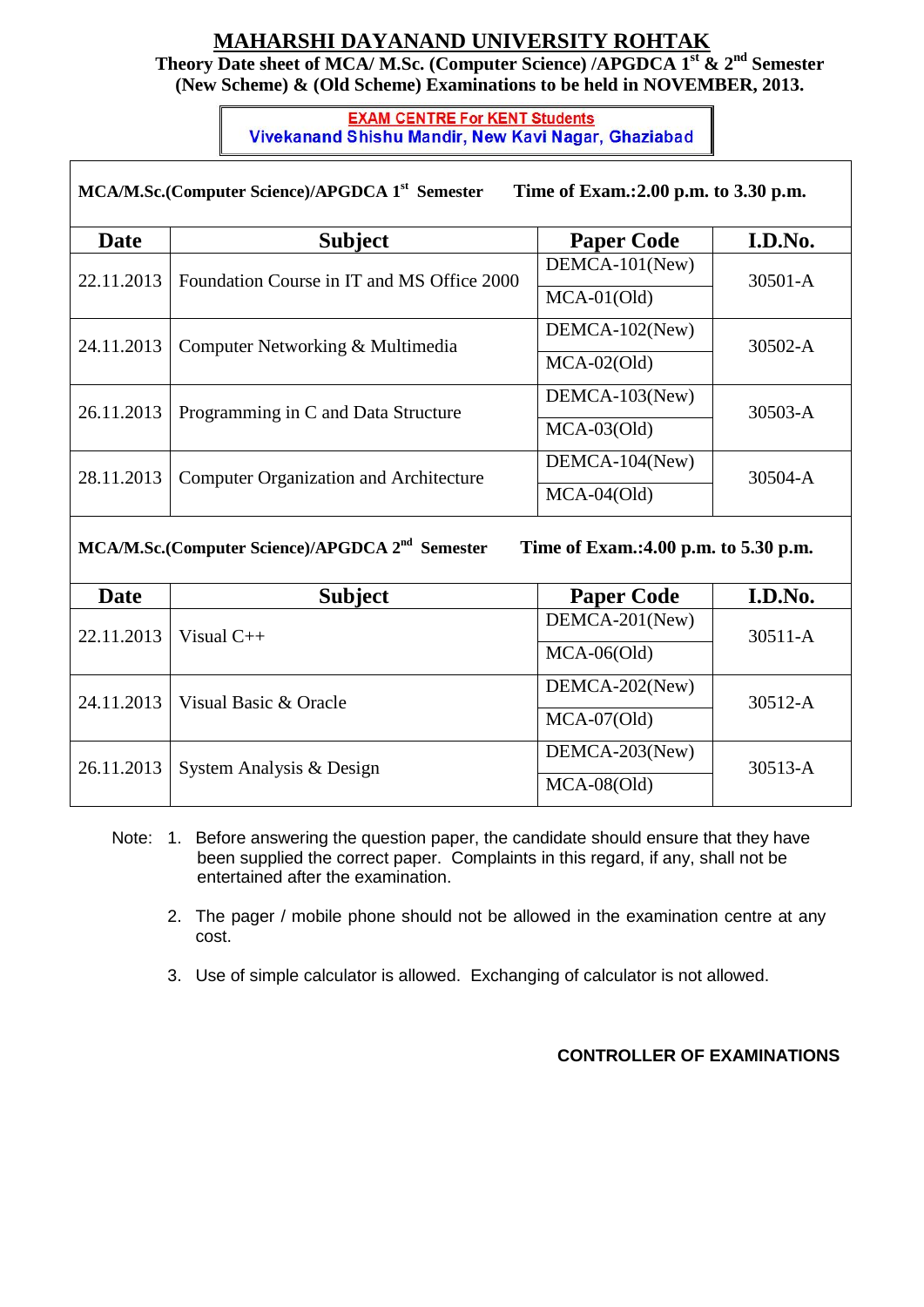# MAHARSHI DAYANAND UNIVERSITY ROHTAK

**Theory Date sheet of MCA/ M.Sc. (Computer Science) /APGDCA 1st & 2nd Semester (New Scheme) & (Old Scheme) Examinations to be held in NOVEMBER, 2013.**

**EXAM CENTRE For KENT Students**
**Vivekanand Shishu Mandir, New Kavi Nagar, Ghaziabad**

**MCA/M.Sc.(Computer Science)/APGDCA 1st Semester — Time of Exam.:2.00 p.m. to 3.30 p.m.**

| Date | Subject | Paper Code | I.D.No. |
|---|---|---|---|
| 22.11.2013 | Foundation Course in IT and MS Office 2000 | DEMCA-101(New) | 30501-A |
| | | MCA-01(Old) | |
| 24.11.2013 | Computer Networking & Multimedia | DEMCA-102(New) | 30502-A |
| | | MCA-02(Old) | |
| 26.11.2013 | Programming in C and Data Structure | DEMCA-103(New) | 30503-A |
| | | MCA-03(Old) | |
| 28.11.2013 | Computer Organization and Architecture | DEMCA-104(New) | 30504-A |
| | | MCA-04(Old) | |

**MCA/M.Sc.(Computer Science)/APGDCA 2nd Semester — Time of Exam.:4.00 p.m. to 5.30 p.m.**

| Date | Subject | Paper Code | I.D.No. |
|---|---|---|---|
| 22.11.2013 | Visual C++ | DEMCA-201(New) | 30511-A |
| | | MCA-06(Old) | |
| 24.11.2013 | Visual Basic & Oracle | DEMCA-202(New) | 30512-A |
| | | MCA-07(Old) | |
| 26.11.2013 | System Analysis & Design | DEMCA-203(New) | 30513-A |
| | | MCA-08(Old) | |

Note:
1. Before answering the question paper, the candidate should ensure that they have been supplied the correct paper. Complaints in this regard, if any, shall not be entertained after the examination.
2. The pager / mobile phone should not be allowed in the examination centre at any cost.
3. Use of simple calculator is allowed. Exchanging of calculator is not allowed.

**CONTROLLER OF EXAMINATIONS**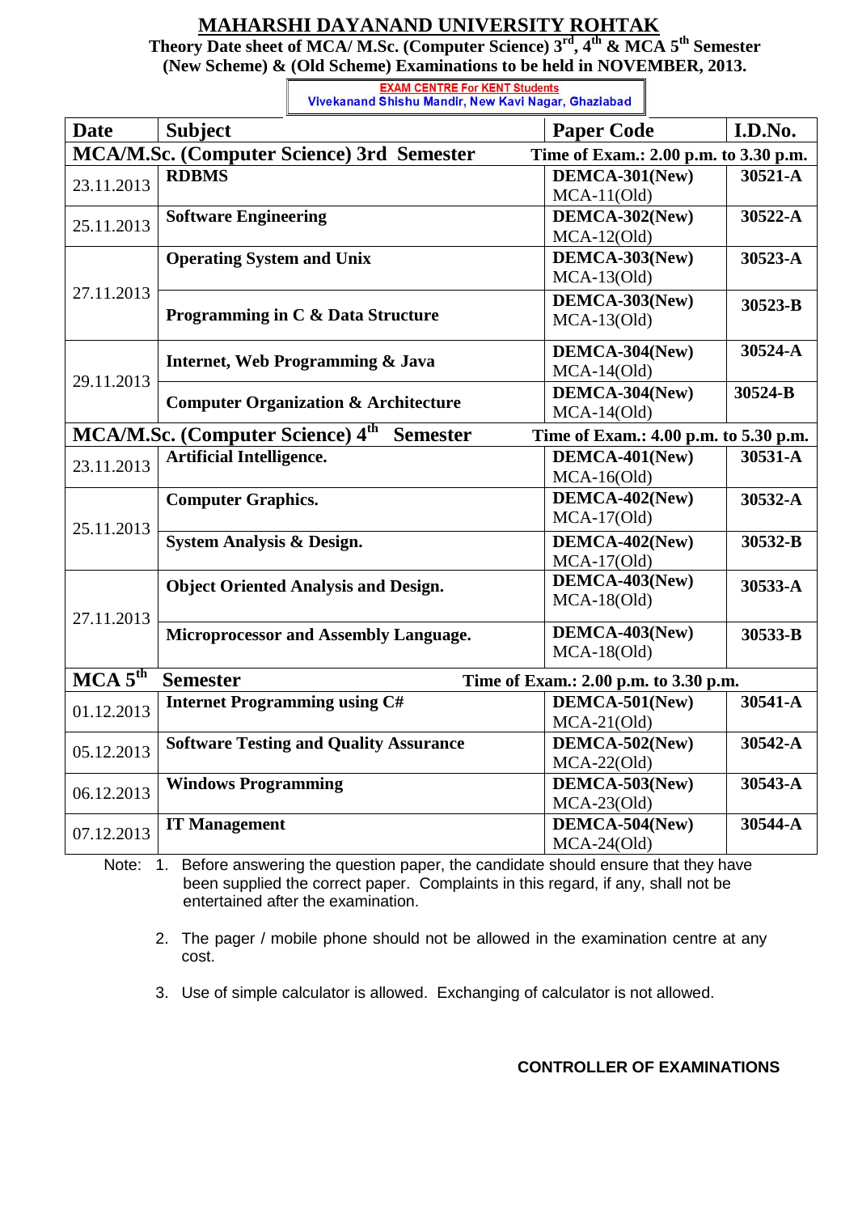# MAHARSHI DAYANAND UNIVERSITY ROHTAK

**Theory Date sheet of MCA/ M.Sc. (Computer Science) 3rd, 4th & MCA 5th Semester (New Scheme) & (Old Scheme) Examinations to be held in NOVEMBER, 2013.**

**EXAM CENTRE For KENT Students**
**Vivekanand Shishu Mandir, New Kavi Nagar, Ghaziabad**

| Date | Subject | Paper Code | I.D.No. |
|---|---|---|---|
| **MCA/M.Sc. (Computer Science) 3rd Semester** | | **Time of Exam.: 2.00 p.m. to 3.30 p.m.** | |
| 23.11.2013 | **RDBMS** | **DEMCA-301(New)** MCA-11(Old) | **30521-A** |
| 25.11.2013 | **Software Engineering** | **DEMCA-302(New)** MCA-12(Old) | **30522-A** |
| 27.11.2013 | **Operating System and Unix** | **DEMCA-303(New)** MCA-13(Old) | **30523-A** |
| | **Programming in C & Data Structure** | **DEMCA-303(New)** MCA-13(Old) | **30523-B** |
| 29.11.2013 | **Internet, Web Programming & Java** | **DEMCA-304(New)** MCA-14(Old) | **30524-A** |
| | **Computer Organization & Architecture** | **DEMCA-304(New)** MCA-14(Old) | **30524-B** |
| **MCA/M.Sc. (Computer Science) 4th Semester** | | **Time of Exam.: 4.00 p.m. to 5.30 p.m.** | |
| 23.11.2013 | **Artificial Intelligence.** | **DEMCA-401(New)** MCA-16(Old) | **30531-A** |
| 25.11.2013 | **Computer Graphics.** | **DEMCA-402(New)** MCA-17(Old) | **30532-A** |
| | **System Analysis & Design.** | **DEMCA-402(New)** MCA-17(Old) | **30532-B** |
| 27.11.2013 | **Object Oriented Analysis and Design.** | **DEMCA-403(New)** MCA-18(Old) | **30533-A** |
| | **Microprocessor and Assembly Language.** | **DEMCA-403(New)** MCA-18(Old) | **30533-B** |
| **MCA 5th** | **Semester** | **Time of Exam.: 2.00 p.m. to 3.30 p.m.** | |
| 01.12.2013 | **Internet Programming using C#** | **DEMCA-501(New)** MCA-21(Old) | **30541-A** |
| 05.12.2013 | **Software Testing and Quality Assurance** | **DEMCA-502(New)** MCA-22(Old) | **30542-A** |
| 06.12.2013 | **Windows Programming** | **DEMCA-503(New)** MCA-23(Old) | **30543-A** |
| 07.12.2013 | **IT Management** | **DEMCA-504(New)** MCA-24(Old) | **30544-A** |

Note:
1. Before answering the question paper, the candidate should ensure that they have been supplied the correct paper. Complaints in this regard, if any, shall not be entertained after the examination.
2. The pager / mobile phone should not be allowed in the examination centre at any cost.
3. Use of simple calculator is allowed. Exchanging of calculator is not allowed.

**CONTROLLER OF EXAMINATIONS**